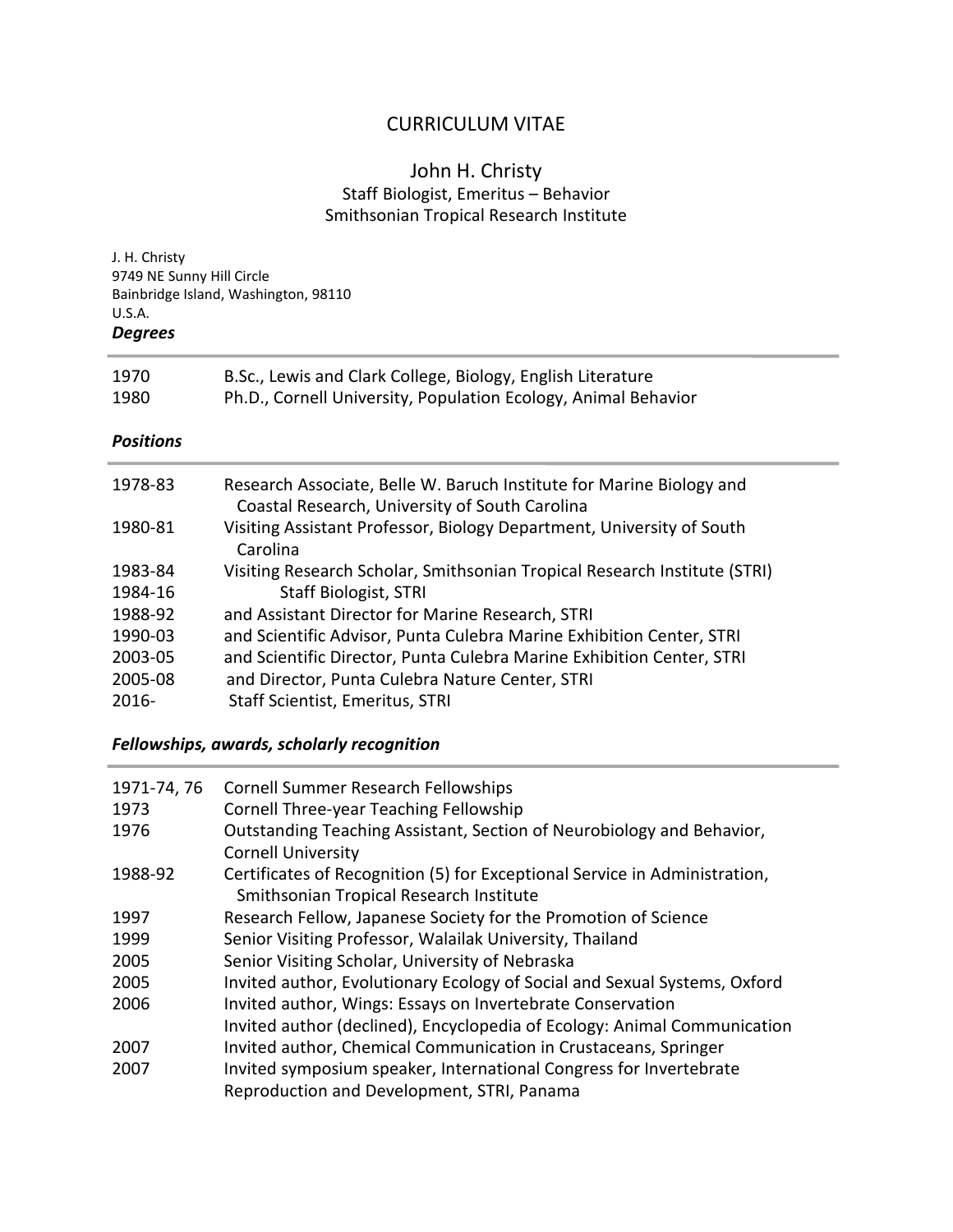# CURRICULUM VITAE

## John H. Christy

Staff Biologist, Emeritus – Behavior
Smithsonian Tropical Research Institute

J. H. Christy
9749 NE Sunny Hill Circle
Bainbridge Island, Washington, 98110
U.S.A.

### *Degrees*

| | |
|---|---|
| 1970 | B.Sc., Lewis and Clark College, Biology, English Literature |
| 1980 | Ph.D., Cornell University, Population Ecology, Animal Behavior |

### *Positions*

| | |
|---|---|
| 1978-83 | Research Associate, Belle W. Baruch Institute for Marine Biology and Coastal Research, University of South Carolina |
| 1980-81 | Visiting Assistant Professor, Biology Department, University of South Carolina |
| 1983-84 | Visiting Research Scholar, Smithsonian Tropical Research Institute (STRI) |
| 1984-16 | Staff Biologist, STRI |
| 1988-92 | and Assistant Director for Marine Research, STRI |
| 1990-03 | and Scientific Advisor, Punta Culebra Marine Exhibition Center, STRI |
| 2003-05 | and Scientific Director, Punta Culebra Marine Exhibition Center, STRI |
| 2005-08 | and Director, Punta Culebra Nature Center, STRI |
| 2016- | Staff Scientist, Emeritus, STRI |

### *Fellowships, awards, scholarly recognition*

| | |
|---|---|
| 1971-74, 76 | Cornell Summer Research Fellowships |
| 1973 | Cornell Three-year Teaching Fellowship |
| 1976 | Outstanding Teaching Assistant, Section of Neurobiology and Behavior, Cornell University |
| 1988-92 | Certificates of Recognition (5) for Exceptional Service in Administration, Smithsonian Tropical Research Institute |
| 1997 | Research Fellow, Japanese Society for the Promotion of Science |
| 1999 | Senior Visiting Professor, Walailak University, Thailand |
| 2005 | Senior Visiting Scholar, University of Nebraska |
| 2005 | Invited author, Evolutionary Ecology of Social and Sexual Systems, Oxford |
| 2006 | Invited author, Wings: Essays on Invertebrate Conservation |
| | Invited author (declined), Encyclopedia of Ecology: Animal Communication |
| 2007 | Invited author, Chemical Communication in Crustaceans, Springer |
| 2007 | Invited symposium speaker, International Congress for Invertebrate Reproduction and Development, STRI, Panama |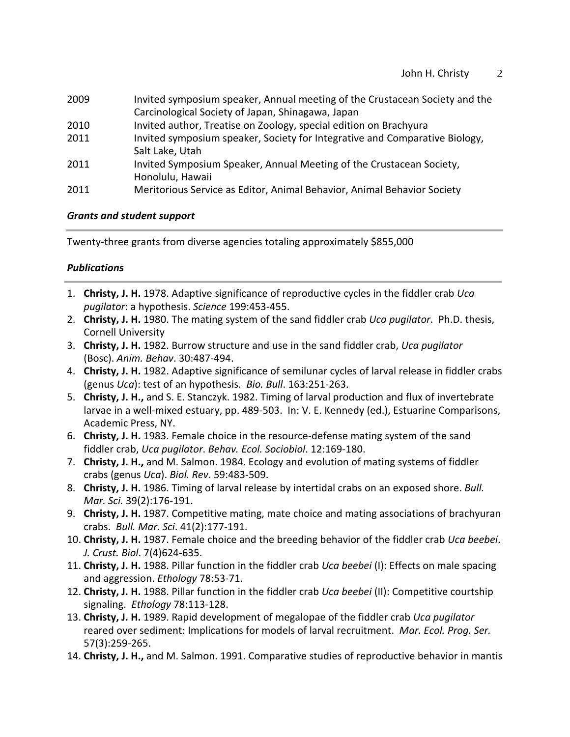| | |
|---|---|
| 2009 | Invited symposium speaker, Annual meeting of the Crustacean Society and the Carcinological Society of Japan, Shinagawa, Japan |
| 2010 | Invited author, Treatise on Zoology, special edition on Brachyura |
| 2011 | Invited symposium speaker, Society for Integrative and Comparative Biology, Salt Lake, Utah |
| 2011 | Invited Symposium Speaker, Annual Meeting of the Crustacean Society, Honolulu, Hawaii |
| 2011 | Meritorious Service as Editor, Animal Behavior, Animal Behavior Society |

### *Grants and student support*

Twenty-three grants from diverse agencies totaling approximately $855,000

### *Publications*

1. **Christy, J. H.** 1978. Adaptive significance of reproductive cycles in the fiddler crab *Uca pugilator*: a hypothesis. *Science* 199:453-455.
2. **Christy, J. H.** 1980. The mating system of the sand fiddler crab *Uca pugilator*. Ph.D. thesis, Cornell University
3. **Christy, J. H.** 1982. Burrow structure and use in the sand fiddler crab, *Uca pugilator* (Bosc). *Anim. Behav*. 30:487-494.
4. **Christy, J. H.** 1982. Adaptive significance of semilunar cycles of larval release in fiddler crabs (genus *Uca*): test of an hypothesis. *Bio. Bull*. 163:251-263.
5. **Christy, J. H.,** and S. E. Stanczyk. 1982. Timing of larval production and flux of invertebrate larvae in a well-mixed estuary, pp. 489-503. In: V. E. Kennedy (ed.), Estuarine Comparisons, Academic Press, NY.
6. **Christy, J. H.** 1983. Female choice in the resource-defense mating system of the sand fiddler crab, *Uca pugilator*. *Behav. Ecol. Sociobiol*. 12:169-180.
7. **Christy, J. H.,** and M. Salmon. 1984. Ecology and evolution of mating systems of fiddler crabs (genus *Uca*). *Biol. Rev*. 59:483-509.
8. **Christy, J. H.** 1986. Timing of larval release by intertidal crabs on an exposed shore. *Bull. Mar. Sci.* 39(2):176-191.
9. **Christy, J. H.** 1987. Competitive mating, mate choice and mating associations of brachyuran crabs. *Bull. Mar. Sci*. 41(2):177-191.
10. **Christy, J. H.** 1987. Female choice and the breeding behavior of the fiddler crab *Uca beebei*. *J. Crust. Biol*. 7(4)624-635.
11. **Christy, J. H.** 1988. Pillar function in the fiddler crab *Uca beebei* (I): Effects on male spacing and aggression. *Ethology* 78:53-71.
12. **Christy, J. H.** 1988. Pillar function in the fiddler crab *Uca beebei* (II): Competitive courtship signaling. *Ethology* 78:113-128.
13. **Christy, J. H.** 1989. Rapid development of megalopae of the fiddler crab *Uca pugilator* reared over sediment: Implications for models of larval recruitment. *Mar. Ecol. Prog. Ser.* 57(3):259-265.
14. **Christy, J. H.,** and M. Salmon. 1991. Comparative studies of reproductive behavior in mantis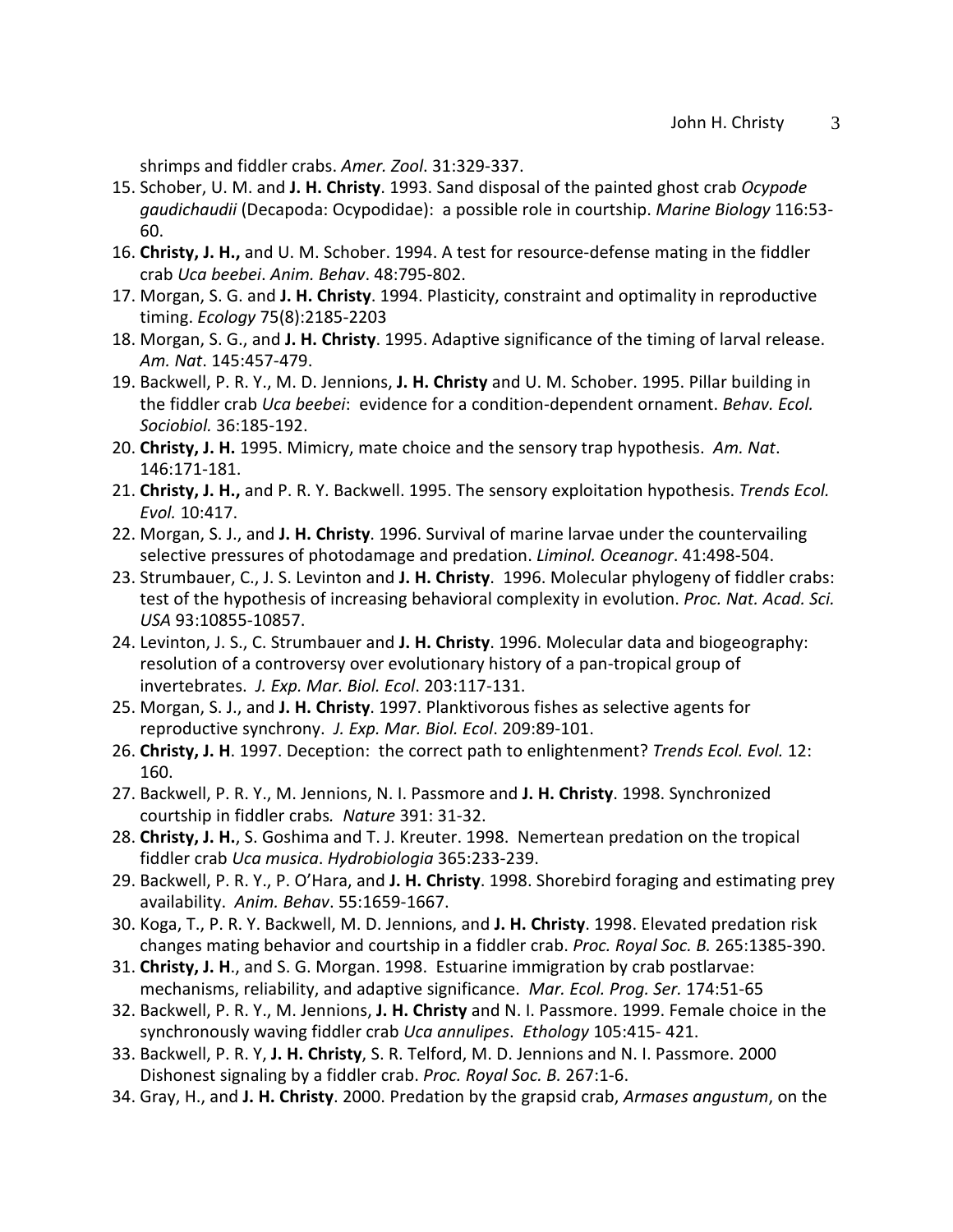shrimps and fiddler crabs. *Amer. Zool*. 31:329-337.

15. Schober, U. M. and **J. H. Christy**. 1993. Sand disposal of the painted ghost crab *Ocypode gaudichaudii* (Decapoda: Ocypodidae): a possible role in courtship. *Marine Biology* 116:53-60.
16. **Christy, J. H.,** and U. M. Schober. 1994. A test for resource-defense mating in the fiddler crab *Uca beebei*. *Anim. Behav*. 48:795-802.
17. Morgan, S. G. and **J. H. Christy**. 1994. Plasticity, constraint and optimality in reproductive timing. *Ecology* 75(8):2185-2203
18. Morgan, S. G., and **J. H. Christy**. 1995. Adaptive significance of the timing of larval release. *Am. Nat*. 145:457-479.
19. Backwell, P. R. Y., M. D. Jennions, **J. H. Christy** and U. M. Schober. 1995. Pillar building in the fiddler crab *Uca beebei*: evidence for a condition-dependent ornament. *Behav. Ecol. Sociobiol.* 36:185-192.
20. **Christy, J. H.** 1995. Mimicry, mate choice and the sensory trap hypothesis. *Am. Nat*. 146:171-181.
21. **Christy, J. H.,** and P. R. Y. Backwell. 1995. The sensory exploitation hypothesis. *Trends Ecol. Evol.* 10:417.
22. Morgan, S. J., and **J. H. Christy**. 1996. Survival of marine larvae under the countervailing selective pressures of photodamage and predation. *Liminol. Oceanogr*. 41:498-504.
23. Strumbauer, C., J. S. Levinton and **J. H. Christy**. 1996. Molecular phylogeny of fiddler crabs: test of the hypothesis of increasing behavioral complexity in evolution. *Proc. Nat. Acad. Sci. USA* 93:10855-10857.
24. Levinton, J. S., C. Strumbauer and **J. H. Christy**. 1996. Molecular data and biogeography: resolution of a controversy over evolutionary history of a pan-tropical group of invertebrates. *J. Exp. Mar. Biol. Ecol*. 203:117-131.
25. Morgan, S. J., and **J. H. Christy**. 1997. Planktivorous fishes as selective agents for reproductive synchrony. *J. Exp. Mar. Biol. Ecol*. 209:89-101.
26. **Christy, J. H**. 1997. Deception: the correct path to enlightenment? *Trends Ecol. Evol.* 12: 160.
27. Backwell, P. R. Y., M. Jennions, N. I. Passmore and **J. H. Christy**. 1998. Synchronized courtship in fiddler crabs*. Nature* 391: 31-32.
28. **Christy, J. H.**, S. Goshima and T. J. Kreuter. 1998. Nemertean predation on the tropical fiddler crab *Uca musica*. *Hydrobiologia* 365:233-239.
29. Backwell, P. R. Y., P. O'Hara, and **J. H. Christy**. 1998. Shorebird foraging and estimating prey availability. *Anim. Behav*. 55:1659-1667.
30. Koga, T., P. R. Y. Backwell, M. D. Jennions, and **J. H. Christy**. 1998. Elevated predation risk changes mating behavior and courtship in a fiddler crab. *Proc. Royal Soc. B.* 265:1385-390.
31. **Christy, J. H**., and S. G. Morgan. 1998. Estuarine immigration by crab postlarvae: mechanisms, reliability, and adaptive significance. *Mar. Ecol. Prog. Ser.* 174:51-65
32. Backwell, P. R. Y., M. Jennions, **J. H. Christy** and N. I. Passmore. 1999. Female choice in the synchronously waving fiddler crab *Uca annulipes*. *Ethology* 105:415- 421.
33. Backwell, P. R. Y, **J. H. Christy**, S. R. Telford, M. D. Jennions and N. I. Passmore. 2000 Dishonest signaling by a fiddler crab. *Proc. Royal Soc. B.* 267:1-6.
34. Gray, H., and **J. H. Christy**. 2000. Predation by the grapsid crab, *Armases angustum*, on the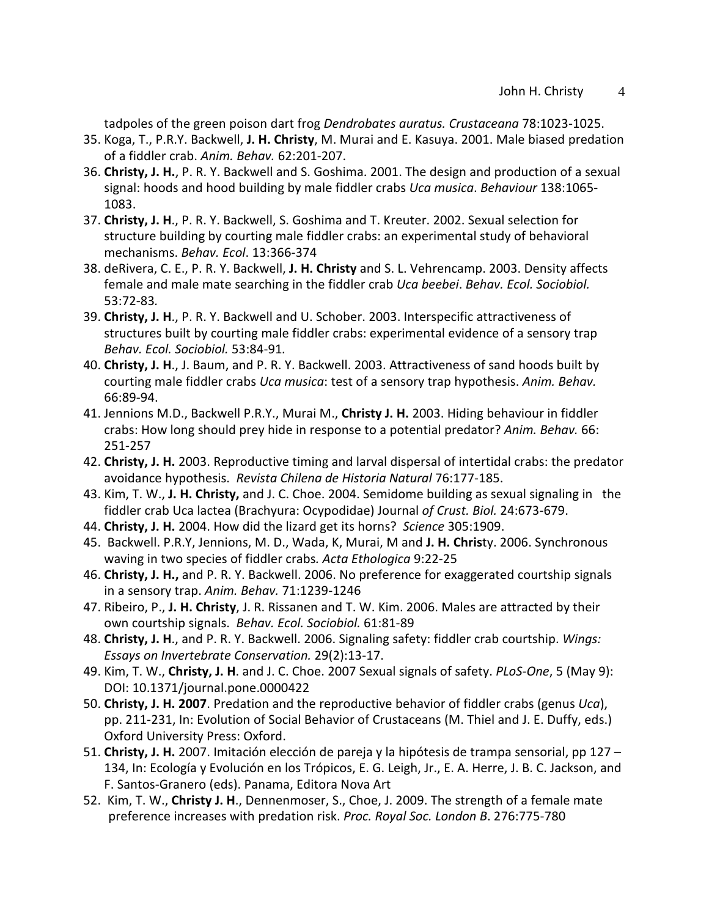tadpoles of the green poison dart frog *Dendrobates auratus. Crustaceana* 78:1023-1025.

35. Koga, T., P.R.Y. Backwell, **J. H. Christy**, M. Murai and E. Kasuya. 2001. Male biased predation of a fiddler crab. *Anim. Behav.* 62:201-207.
36. **Christy, J. H.**, P. R. Y. Backwell and S. Goshima. 2001. The design and production of a sexual signal: hoods and hood building by male fiddler crabs *Uca musica*. *Behaviour* 138:1065-1083.
37. **Christy, J. H**., P. R. Y. Backwell, S. Goshima and T. Kreuter. 2002. Sexual selection for structure building by courting male fiddler crabs: an experimental study of behavioral mechanisms. *Behav. Ecol*. 13:366-374
38. deRivera, C. E., P. R. Y. Backwell, **J. H. Christy** and S. L. Vehrencamp. 2003. Density affects female and male mate searching in the fiddler crab *Uca beebei*. *Behav. Ecol. Sociobiol.* 53:72-83*.*
39. **Christy, J. H**., P. R. Y. Backwell and U. Schober. 2003. Interspecific attractiveness of structures built by courting male fiddler crabs: experimental evidence of a sensory trap *Behav. Ecol. Sociobiol.* 53:84-91*.*
40. **Christy, J. H**., J. Baum, and P. R. Y. Backwell. 2003. Attractiveness of sand hoods built by courting male fiddler crabs *Uca musica*: test of a sensory trap hypothesis. *Anim. Behav.* 66:89-94.
41. Jennions M.D., Backwell P.R.Y., Murai M., **Christy J. H.** 2003. Hiding behaviour in fiddler crabs: How long should prey hide in response to a potential predator? *Anim. Behav.* 66: 251-257
42. **Christy, J. H.** 2003. Reproductive timing and larval dispersal of intertidal crabs: the predator avoidance hypothesis. *Revista Chilena de Historia Natural* 76:177-185.
43. Kim, T. W., **J. H. Christy,** and J. C. Choe. 2004. Semidome building as sexual signaling in the fiddler crab Uca lactea (Brachyura: Ocypodidae) Journal *of Crust. Biol.* 24:673-679.
44. **Christy, J. H.** 2004. How did the lizard get its horns? *Science* 305:1909.
45. Backwell. P.R.Y, Jennions, M. D., Wada, K, Murai, M and **J. H. Chris**ty. 2006. Synchronous waving in two species of fiddler crabs*. Acta Ethologica* 9:22-25
46. **Christy, J. H.,** and P. R. Y. Backwell. 2006. No preference for exaggerated courtship signals in a sensory trap. *Anim. Behav.* 71:1239-1246
47. Ribeiro, P., **J. H. Christy**, J. R. Rissanen and T. W. Kim. 2006. Males are attracted by their own courtship signals. *Behav. Ecol. Sociobiol.* 61:81-89
48. **Christy, J. H**., and P. R. Y. Backwell. 2006. Signaling safety: fiddler crab courtship. *Wings: Essays on Invertebrate Conservation.* 29(2):13-17.
49. Kim, T. W., **Christy, J. H**. and J. C. Choe. 2007 Sexual signals of safety. *PLoS-One*, 5 (May 9): DOI: 10.1371/journal.pone.0000422
50. **Christy, J. H. 2007**. Predation and the reproductive behavior of fiddler crabs (genus *Uca*), pp. 211-231, In: Evolution of Social Behavior of Crustaceans (M. Thiel and J. E. Duffy, eds.) Oxford University Press: Oxford.
51. **Christy, J. H.** 2007. Imitación elección de pareja y la hipótesis de trampa sensorial, pp 127 – 134, In: Ecología y Evolución en los Trópicos, E. G. Leigh, Jr., E. A. Herre, J. B. C. Jackson, and F. Santos-Granero (eds). Panama, Editora Nova Art
52. Kim, T. W., **Christy J. H**., Dennenmoser, S., Choe, J. 2009. The strength of a female mate preference increases with predation risk. *Proc. Royal Soc. London B*. 276:775-780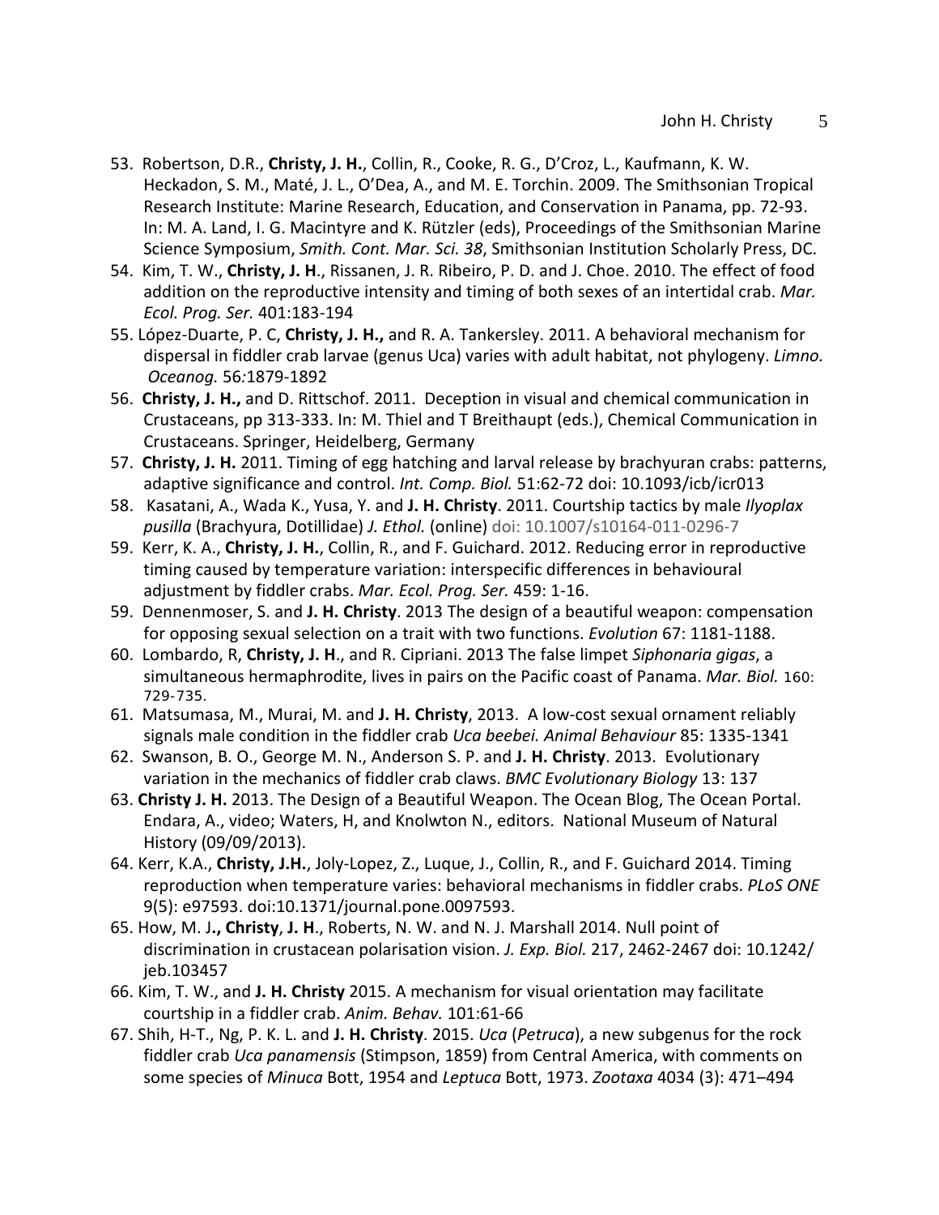53. Robertson, D.R., **Christy, J. H.**, Collin, R., Cooke, R. G., D'Croz, L., Kaufmann, K. W. Heckadon, S. M., Maté, J. L., O'Dea, A., and M. E. Torchin. 2009. The Smithsonian Tropical Research Institute: Marine Research, Education, and Conservation in Panama, pp. 72-93. In: M. A. Land, I. G. Macintyre and K. Rützler (eds), Proceedings of the Smithsonian Marine Science Symposium, *Smith. Cont. Mar. Sci. 38*, Smithsonian Institution Scholarly Press, DC.
54. Kim, T. W., **Christy, J. H**., Rissanen, J. R. Ribeiro, P. D. and J. Choe. 2010. The effect of food addition on the reproductive intensity and timing of both sexes of an intertidal crab. *Mar. Ecol. Prog. Ser.* 401:183-194
55. López-Duarte, P. C, **Christy, J. H.,** and R. A. Tankersley. 2011. A behavioral mechanism for dispersal in fiddler crab larvae (genus Uca) varies with adult habitat, not phylogeny. *Limno. Oceanog.* 56*:*1879-1892
56. **Christy, J. H.,** and D. Rittschof. 2011. Deception in visual and chemical communication in Crustaceans, pp 313-333. In: M. Thiel and T Breithaupt (eds.), Chemical Communication in Crustaceans. Springer, Heidelberg, Germany
57. **Christy, J. H.** 2011. Timing of egg hatching and larval release by brachyuran crabs: patterns, adaptive significance and control. *Int. Comp. Biol.* 51:62-72 doi: 10.1093/icb/icr013
58. Kasatani, A., Wada K., Yusa, Y. and **J. H. Christy**. 2011. Courtship tactics by male *Ilyoplax pusilla* (Brachyura, Dotillidae) *J. Ethol.* (online) doi: 10.1007/s10164-011-0296-7
59. Kerr, K. A., **Christy, J. H.**, Collin, R., and F. Guichard. 2012. Reducing error in reproductive timing caused by temperature variation: interspecific differences in behavioural adjustment by fiddler crabs. *Mar. Ecol. Prog. Ser.* 459: 1-16.
59. Dennenmoser, S. and **J. H. Christy**. 2013 The design of a beautiful weapon: compensation for opposing sexual selection on a trait with two functions. *Evolution* 67: 1181-1188.
60. Lombardo, R, **Christy, J. H**., and R. Cipriani. 2013 The false limpet *Siphonaria gigas*, a simultaneous hermaphrodite, lives in pairs on the Pacific coast of Panama. *Mar. Biol.* 160: 729-735.
61. Matsumasa, M., Murai, M. and **J. H. Christy**, 2013. A low-cost sexual ornament reliably signals male condition in the fiddler crab *Uca beebei. Animal Behaviour* 85: 1335-1341
62. Swanson, B. O., George M. N., Anderson S. P. and **J. H. Christy**. 2013. Evolutionary variation in the mechanics of fiddler crab claws. *BMC Evolutionary Biology* 13: 137
63. **Christy J. H.** 2013. The Design of a Beautiful Weapon. The Ocean Blog, The Ocean Portal. Endara, A., video; Waters, H, and Knolwton N., editors. National Museum of Natural History (09/09/2013).
64. Kerr, K.A., **Christy, J.H.**, Joly-Lopez, Z., Luque, J., Collin, R., and F. Guichard 2014. Timing reproduction when temperature varies: behavioral mechanisms in fiddler crabs. *PLoS ONE* 9(5): e97593. doi:10.1371/journal.pone.0097593.
65. How, M. J**., Christy**, **J. H**., Roberts, N. W. and N. J. Marshall 2014. Null point of discrimination in crustacean polarisation vision. *J. Exp. Biol.* 217, 2462-2467 doi: 10.1242/ jeb.103457
66. Kim, T. W., and **J. H. Christy** 2015. A mechanism for visual orientation may facilitate courtship in a fiddler crab. *Anim. Behav.* 101:61-66
67. Shih, H-T., Ng, P. K. L. and **J. H. Christy**. 2015. *Uca* (*Petruca*), a new subgenus for the rock fiddler crab *Uca panamensis* (Stimpson, 1859) from Central America, with comments on some species of *Minuca* Bott, 1954 and *Leptuca* Bott, 1973. *Zootaxa* 4034 (3): 471–494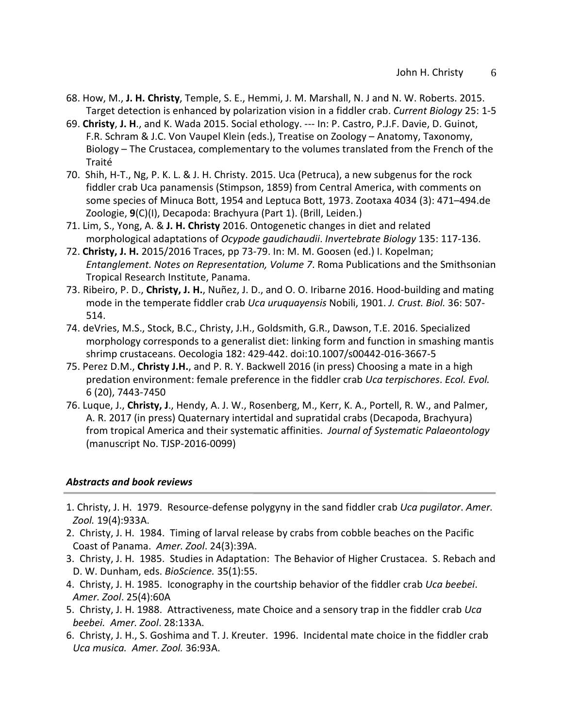68. How, M., **J. H. Christy**, Temple, S. E., Hemmi, J. M. Marshall, N. J and N. W. Roberts. 2015. Target detection is enhanced by polarization vision in a fiddler crab. *Current Biology* 25: 1-5
69. **Christy**, **J. H**., and K. Wada 2015. Social ethology. --- In: P. Castro, P.J.F. Davie, D. Guinot, F.R. Schram & J.C. Von Vaupel Klein (eds.), Treatise on Zoology – Anatomy, Taxonomy, Biology – The Crustacea, complementary to the volumes translated from the French of the Traité
70. Shih, H-T., Ng, P. K. L. & J. H. Christy. 2015. Uca (Petruca), a new subgenus for the rock fiddler crab Uca panamensis (Stimpson, 1859) from Central America, with comments on some species of Minuca Bott, 1954 and Leptuca Bott, 1973. Zootaxa 4034 (3): 471–494.de Zoologie, **9**(C)(I), Decapoda: Brachyura (Part 1). (Brill, Leiden.)
71. Lim, S., Yong, A. & **J. H. Christy** 2016. Ontogenetic changes in diet and related morphological adaptations of *Ocypode gaudichaudii*. *Invertebrate Biology* 135: 117-136.
72. **Christy, J. H.** 2015/2016 Traces, pp 73-79. In: M. M. Goosen (ed.) I. Kopelman; *Entanglement. Notes on Representation, Volume 7*. Roma Publications and the Smithsonian Tropical Research Institute, Panama.
73. Ribeiro, P. D., **Christy, J. H.**, Nuñez, J. D., and O. O. Iribarne 2016. Hood-building and mating mode in the temperate fiddler crab *Uca uruquayensis* Nobili, 1901. *J. Crust. Biol.* 36: 507-514.
74. deVries, M.S., Stock, B.C., Christy, J.H., Goldsmith, G.R., Dawson, T.E. 2016. Specialized morphology corresponds to a generalist diet: linking form and function in smashing mantis shrimp crustaceans. Oecologia 182: 429-442. doi:10.1007/s00442-016-3667-5
75. Perez D.M., **Christy J.H.**, and P. R. Y. Backwell 2016 (in press) Choosing a mate in a high predation environment: female preference in the fiddler crab *Uca terpischores*. *Ecol. Evol.* 6 (20), 7443-7450
76. Luque, J., **Christy, J**., Hendy, A. J. W., Rosenberg, M., Kerr, K. A., Portell, R. W., and Palmer, A. R. 2017 (in press) Quaternary intertidal and supratidal crabs (Decapoda, Brachyura) from tropical America and their systematic affinities. *Journal of Systematic Palaeontology* (manuscript No. TJSP-2016-0099)

### *Abstracts and book reviews*

1. Christy, J. H. 1979. Resource-defense polygyny in the sand fiddler crab *Uca pugilator*. *Amer. Zool.* 19(4):933A.
2. Christy, J. H. 1984. Timing of larval release by crabs from cobble beaches on the Pacific Coast of Panama. *Amer. Zool*. 24(3):39A.
3. Christy, J. H. 1985. Studies in Adaptation: The Behavior of Higher Crustacea. S. Rebach and D. W. Dunham, eds. *BioScience.* 35(1):55.
4. Christy, J. H. 1985. Iconography in the courtship behavior of the fiddler crab *Uca beebei*. *Amer. Zool*. 25(4):60A
5. Christy, J. H. 1988. Attractiveness, mate Choice and a sensory trap in the fiddler crab *Uca beebei. Amer. Zool*. 28:133A.
6. Christy, J. H., S. Goshima and T. J. Kreuter. 1996. Incidental mate choice in the fiddler crab *Uca musica. Amer. Zool.* 36:93A.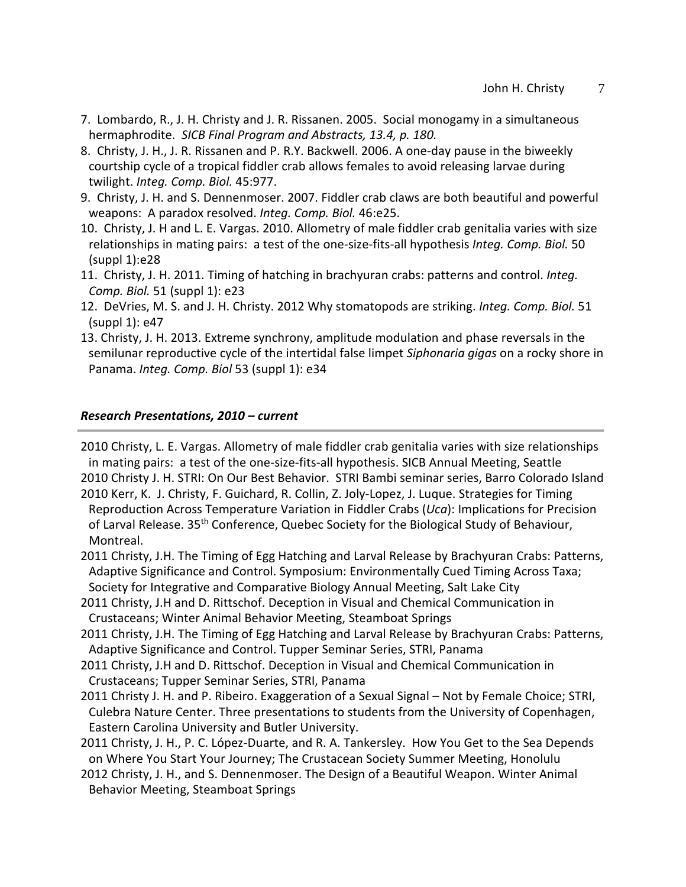7. Lombardo, R., J. H. Christy and J. R. Rissanen. 2005. Social monogamy in a simultaneous hermaphrodite. *SICB Final Program and Abstracts, 13.4, p. 180.*
8. Christy, J. H., J. R. Rissanen and P. R.Y. Backwell. 2006. A one-day pause in the biweekly courtship cycle of a tropical fiddler crab allows females to avoid releasing larvae during twilight. *Integ. Comp. Biol.* 45:977.
9. Christy, J. H. and S. Dennenmoser. 2007. Fiddler crab claws are both beautiful and powerful weapons: A paradox resolved. *Integ. Comp. Biol.* 46:e25.
10. Christy, J. H and L. E. Vargas. 2010. Allometry of male fiddler crab genitalia varies with size relationships in mating pairs: a test of the one-size-fits-all hypothesis *Integ. Comp. Biol.* 50 (suppl 1):e28
11. Christy, J. H. 2011. Timing of hatching in brachyuran crabs: patterns and control. *Integ. Comp. Biol.* 51 (suppl 1): e23
12. DeVries, M. S. and J. H. Christy. 2012 Why stomatopods are striking. *Integ. Comp. Biol.* 51 (suppl 1): e47
13. Christy, J. H. 2013. Extreme synchrony, amplitude modulation and phase reversals in the semilunar reproductive cycle of the intertidal false limpet *Siphonaria gigas* on a rocky shore in Panama. *Integ. Comp. Biol* 53 (suppl 1): e34

## *Research Presentations, 2010 – current*

2010 Christy, L. E. Vargas. Allometry of male fiddler crab genitalia varies with size relationships in mating pairs: a test of the one-size-fits-all hypothesis. SICB Annual Meeting, Seattle

2010 Christy J. H. STRI: On Our Best Behavior. STRI Bambi seminar series, Barro Colorado Island

2010 Kerr, K. J. Christy, F. Guichard, R. Collin, Z. Joly-Lopez, J. Luque. Strategies for Timing Reproduction Across Temperature Variation in Fiddler Crabs (*Uca*): Implications for Precision of Larval Release. 35th Conference, Quebec Society for the Biological Study of Behaviour, Montreal.

2011 Christy, J.H. The Timing of Egg Hatching and Larval Release by Brachyuran Crabs: Patterns, Adaptive Significance and Control. Symposium: Environmentally Cued Timing Across Taxa; Society for Integrative and Comparative Biology Annual Meeting, Salt Lake City

2011 Christy, J.H and D. Rittschof. Deception in Visual and Chemical Communication in Crustaceans; Winter Animal Behavior Meeting, Steamboat Springs

2011 Christy, J.H. The Timing of Egg Hatching and Larval Release by Brachyuran Crabs: Patterns, Adaptive Significance and Control. Tupper Seminar Series, STRI, Panama

2011 Christy, J.H and D. Rittschof. Deception in Visual and Chemical Communication in Crustaceans; Tupper Seminar Series, STRI, Panama

2011 Christy J. H. and P. Ribeiro. Exaggeration of a Sexual Signal – Not by Female Choice; STRI, Culebra Nature Center. Three presentations to students from the University of Copenhagen, Eastern Carolina University and Butler University.

2011 Christy, J. H., P. C. López-Duarte, and R. A. Tankersley. How You Get to the Sea Depends on Where You Start Your Journey; The Crustacean Society Summer Meeting, Honolulu

2012 Christy, J. H., and S. Dennenmoser. The Design of a Beautiful Weapon. Winter Animal Behavior Meeting, Steamboat Springs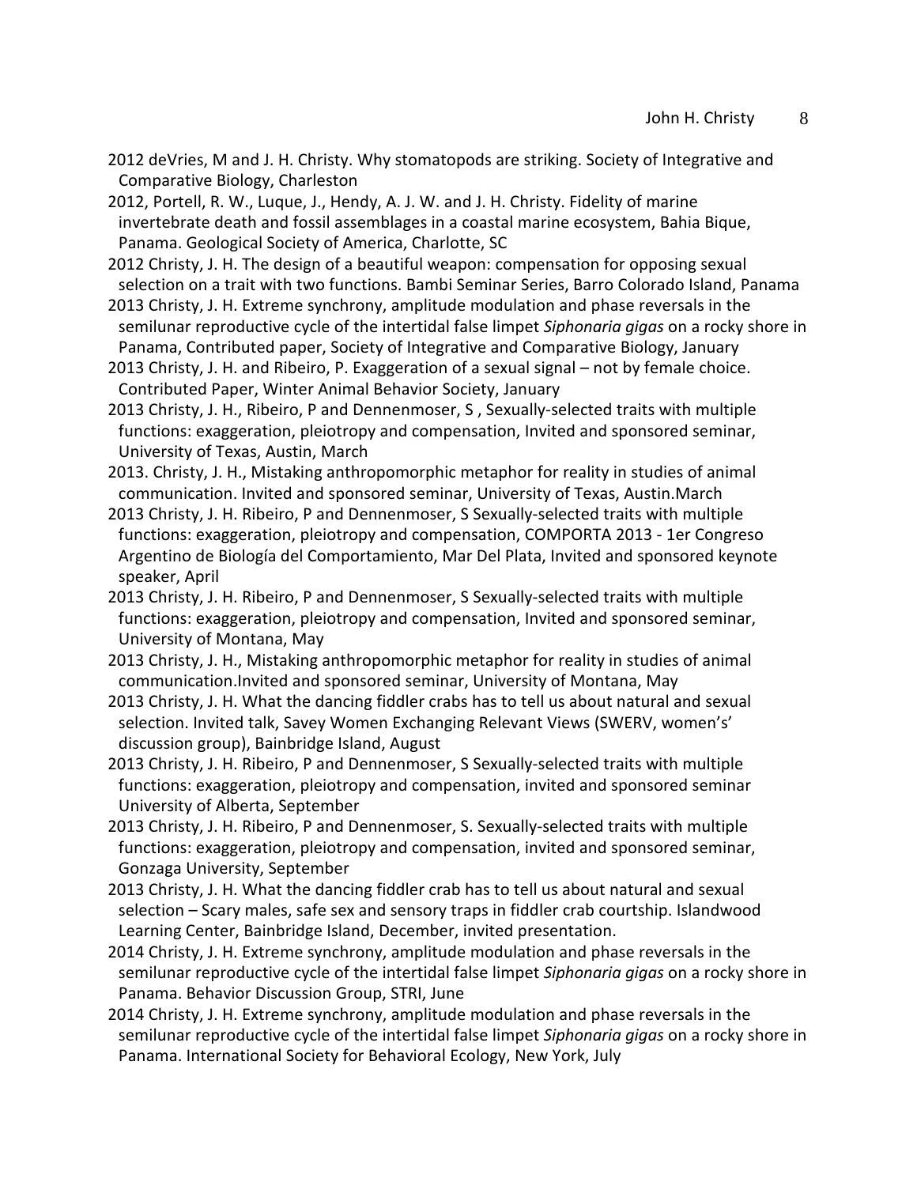2012 deVries, M and J. H. Christy. Why stomatopods are striking. Society of Integrative and Comparative Biology, Charleston

2012, Portell, R. W., Luque, J., Hendy, A. J. W. and J. H. Christy. Fidelity of marine invertebrate death and fossil assemblages in a coastal marine ecosystem, Bahia Bique, Panama. Geological Society of America, Charlotte, SC

2012 Christy, J. H. The design of a beautiful weapon: compensation for opposing sexual selection on a trait with two functions. Bambi Seminar Series, Barro Colorado Island, Panama

2013 Christy, J. H. Extreme synchrony, amplitude modulation and phase reversals in the semilunar reproductive cycle of the intertidal false limpet *Siphonaria gigas* on a rocky shore in Panama, Contributed paper, Society of Integrative and Comparative Biology, January

2013 Christy, J. H. and Ribeiro, P. Exaggeration of a sexual signal – not by female choice. Contributed Paper, Winter Animal Behavior Society, January

2013 Christy, J. H., Ribeiro, P and Dennenmoser, S , Sexually-selected traits with multiple functions: exaggeration, pleiotropy and compensation, Invited and sponsored seminar, University of Texas, Austin, March

2013. Christy, J. H., Mistaking anthropomorphic metaphor for reality in studies of animal communication. Invited and sponsored seminar, University of Texas, Austin.March

2013 Christy, J. H. Ribeiro, P and Dennenmoser, S Sexually-selected traits with multiple functions: exaggeration, pleiotropy and compensation, COMPORTA 2013 - 1er Congreso Argentino de Biología del Comportamiento, Mar Del Plata, Invited and sponsored keynote speaker, April

2013 Christy, J. H. Ribeiro, P and Dennenmoser, S Sexually-selected traits with multiple functions: exaggeration, pleiotropy and compensation, Invited and sponsored seminar, University of Montana, May

2013 Christy, J. H., Mistaking anthropomorphic metaphor for reality in studies of animal communication.Invited and sponsored seminar, University of Montana, May

2013 Christy, J. H. What the dancing fiddler crabs has to tell us about natural and sexual selection. Invited talk, Savey Women Exchanging Relevant Views (SWERV, women's' discussion group), Bainbridge Island, August

2013 Christy, J. H. Ribeiro, P and Dennenmoser, S Sexually-selected traits with multiple functions: exaggeration, pleiotropy and compensation, invited and sponsored seminar University of Alberta, September

2013 Christy, J. H. Ribeiro, P and Dennenmoser, S. Sexually-selected traits with multiple functions: exaggeration, pleiotropy and compensation, invited and sponsored seminar, Gonzaga University, September

2013 Christy, J. H. What the dancing fiddler crab has to tell us about natural and sexual selection – Scary males, safe sex and sensory traps in fiddler crab courtship. Islandwood Learning Center, Bainbridge Island, December, invited presentation.

2014 Christy, J. H. Extreme synchrony, amplitude modulation and phase reversals in the semilunar reproductive cycle of the intertidal false limpet *Siphonaria gigas* on a rocky shore in Panama. Behavior Discussion Group, STRI, June

2014 Christy, J. H. Extreme synchrony, amplitude modulation and phase reversals in the semilunar reproductive cycle of the intertidal false limpet *Siphonaria gigas* on a rocky shore in Panama. International Society for Behavioral Ecology, New York, July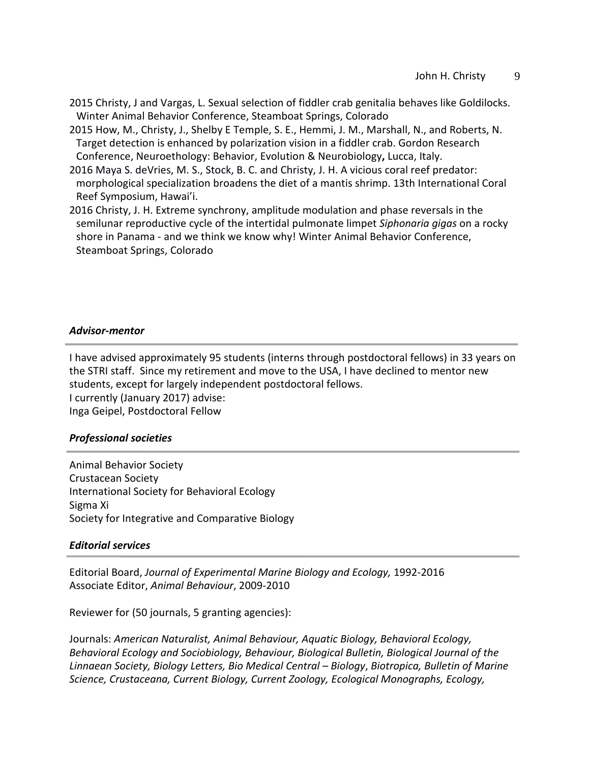2015 Christy, J and Vargas, L. Sexual selection of fiddler crab genitalia behaves like Goldilocks. Winter Animal Behavior Conference, Steamboat Springs, Colorado

2015 How, M., Christy, J., Shelby E Temple, S. E., Hemmi, J. M., Marshall, N., and Roberts, N. Target detection is enhanced by polarization vision in a fiddler crab. Gordon Research Conference, Neuroethology: Behavior, Evolution & Neurobiology**,** Lucca, Italy.

2016 Maya S. deVries, M. S., Stock, B. C. and Christy, J. H. A vicious coral reef predator: morphological specialization broadens the diet of a mantis shrimp. 13th International Coral Reef Symposium, Hawai'i.

2016 Christy, J. H. Extreme synchrony, amplitude modulation and phase reversals in the semilunar reproductive cycle of the intertidal pulmonate limpet *Siphonaria gigas* on a rocky shore in Panama - and we think we know why! Winter Animal Behavior Conference, Steamboat Springs, Colorado

### ***Advisor-mentor***

I have advised approximately 95 students (interns through postdoctoral fellows) in 33 years on the STRI staff. Since my retirement and move to the USA, I have declined to mentor new students, except for largely independent postdoctoral fellows.
I currently (January 2017) advise:
Inga Geipel, Postdoctoral Fellow

### ***Professional societies***

Animal Behavior Society
Crustacean Society
International Society for Behavioral Ecology
Sigma Xi
Society for Integrative and Comparative Biology

### ***Editorial services***

Editorial Board, *Journal of Experimental Marine Biology and Ecology,* 1992-2016
Associate Editor, *Animal Behaviour*, 2009-2010

Reviewer for (50 journals, 5 granting agencies):

Journals: *American Naturalist, Animal Behaviour, Aquatic Biology, Behavioral Ecology, Behavioral Ecology and Sociobiology, Behaviour, Biological Bulletin, Biological Journal of the Linnaean Society, Biology Letters, Bio Medical Central – Biology*, *Biotropica, Bulletin of Marine Science, Crustaceana, Current Biology, Current Zoology, Ecological Monographs, Ecology,*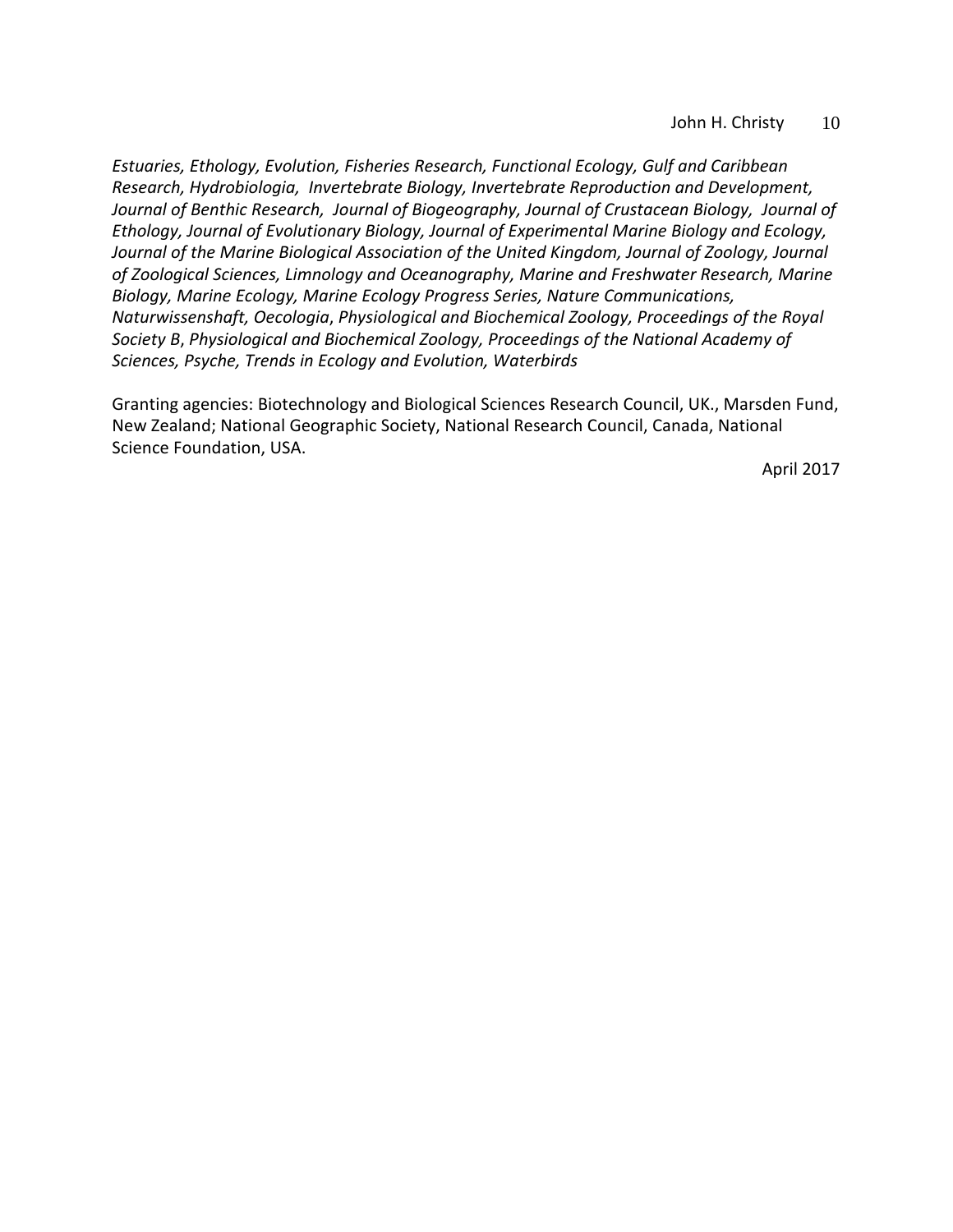*Estuaries, Ethology, Evolution, Fisheries Research, Functional Ecology, Gulf and Caribbean Research, Hydrobiologia, Invertebrate Biology, Invertebrate Reproduction and Development, Journal of Benthic Research, Journal of Biogeography, Journal of Crustacean Biology, Journal of Ethology, Journal of Evolutionary Biology, Journal of Experimental Marine Biology and Ecology, Journal of the Marine Biological Association of the United Kingdom, Journal of Zoology, Journal of Zoological Sciences, Limnology and Oceanography, Marine and Freshwater Research, Marine Biology, Marine Ecology, Marine Ecology Progress Series, Nature Communications, Naturwissenshaft, Oecologia*, *Physiological and Biochemical Zoology, Proceedings of the Royal Society B*, *Physiological and Biochemical Zoology, Proceedings of the National Academy of Sciences, Psyche, Trends in Ecology and Evolution, Waterbirds*

Granting agencies: Biotechnology and Biological Sciences Research Council, UK., Marsden Fund, New Zealand; National Geographic Society, National Research Council, Canada, National Science Foundation, USA.

April 2017